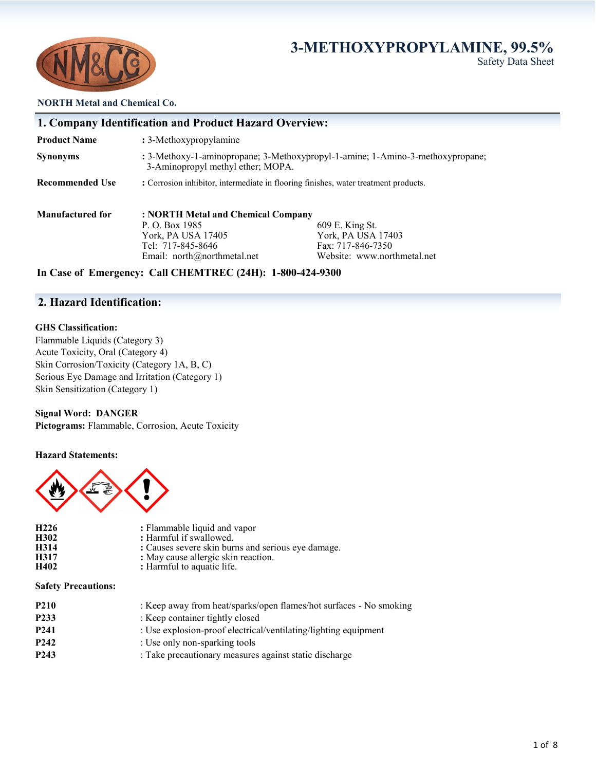# 3-METHOXYPROPYLAMINE, 99.5%

Safety Data Sheet

**NORTH Metal and Chemical Co.**

## 1. Company Identification and Product Hazard Overview:

| | |
|---|---|
| **Product Name** | : 3-Methoxypropylamine |
| **Synonyms** | : 3-Methoxy-1-aminopropane; 3-Methoxypropyl-1-amine; 1-Amino-3-methoxypropane; 3-Aminopropyl methyl ether; MOPA. |
| **Recommended Use** | : Corrosion inhibitor, intermediate in flooring finishes, water treatment products. |

**Manufactured for** : **NORTH Metal and Chemical Company**

P. O. Box 1985
York, PA USA 17405
Tel: 717-845-8646
Email: north@northmetal.net

609 E. King St.
York, PA USA 17403
Fax: 717-846-7350
Website: www.northmetal.net

**In Case of Emergency: Call CHEMTREC (24H): 1-800-424-9300**

## 2. Hazard Identification:

**GHS Classification:**

Flammable Liquids (Category 3)
Acute Toxicity, Oral (Category 4)
Skin Corrosion/Toxicity (Category 1A, B, C)
Serious Eye Damage and Irritation (Category 1)
Skin Sensitization (Category 1)

**Signal Word: DANGER**
**Pictograms:** Flammable, Corrosion, Acute Toxicity

**Hazard Statements:**

| | |
|---|---|
| **H226** | : Flammable liquid and vapor |
| **H302** | : Harmful if swallowed. |
| **H314** | : Causes severe skin burns and serious eye damage. |
| **H317** | : May cause allergic skin reaction. |
| **H402** | : Harmful to aquatic life. |

**Safety Precautions:**

| | |
|---|---|
| **P210** | : Keep away from heat/sparks/open flames/hot surfaces - No smoking |
| **P233** | : Keep container tightly closed |
| **P241** | : Use explosion-proof electrical/ventilating/lighting equipment |
| **P242** | : Use only non-sparking tools |
| **P243** | : Take precautionary measures against static discharge |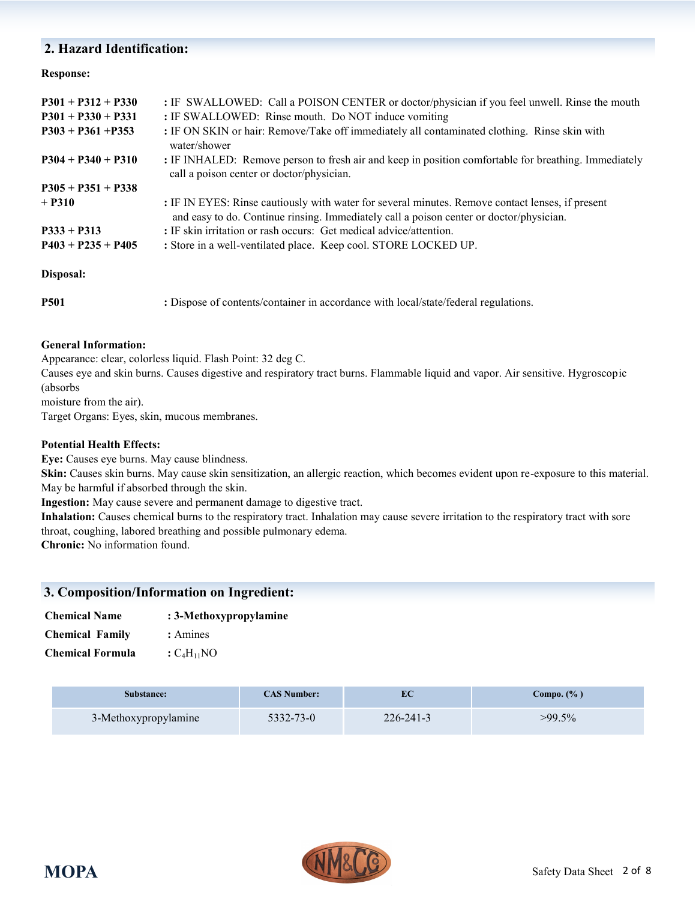## 2. Hazard Identification:

**Response:**

**P301 + P312 + P330** : IF SWALLOWED: Call a POISON CENTER or doctor/physician if you feel unwell. Rinse the mouth

**P301 + P330 + P331** : IF SWALLOWED: Rinse mouth. Do NOT induce vomiting

**P303 + P361 +P353** : IF ON SKIN or hair: Remove/Take off immediately all contaminated clothing. Rinse skin with water/shower

**P304 + P340 + P310** : IF INHALED: Remove person to fresh air and keep in position comfortable for breathing. Immediately call a poison center or doctor/physician.

**P305 + P351 + P338 + P310** : IF IN EYES: Rinse cautiously with water for several minutes. Remove contact lenses, if present and easy to do. Continue rinsing. Immediately call a poison center or doctor/physician.

**P333 + P313** : IF skin irritation or rash occurs: Get medical advice/attention.

**P403 + P235 + P405** : Store in a well-ventilated place. Keep cool. STORE LOCKED UP.

**Disposal:**

**P501** : Dispose of contents/container in accordance with local/state/federal regulations.

**General Information:**

Appearance: clear, colorless liquid. Flash Point: 32 deg C.
Causes eye and skin burns. Causes digestive and respiratory tract burns. Flammable liquid and vapor. Air sensitive. Hygroscopic (absorbs moisture from the air).
Target Organs: Eyes, skin, mucous membranes.

**Potential Health Effects:**

**Eye:** Causes eye burns. May cause blindness.
**Skin:** Causes skin burns. May cause skin sensitization, an allergic reaction, which becomes evident upon re-exposure to this material. May be harmful if absorbed through the skin.
**Ingestion:** May cause severe and permanent damage to digestive tract.
**Inhalation:** Causes chemical burns to the respiratory tract. Inhalation may cause severe irritation to the respiratory tract with sore throat, coughing, labored breathing and possible pulmonary edema.
**Chronic:** No information found.

## 3. Composition/Information on Ingredient:

**Chemical Name** : **3-Methoxypropylamine**
**Chemical Family** : Amines
**Chemical Formula** : $C_4H_{11}NO$

| Substance: | CAS Number: | EC | Compo. (%) |
|---|---|---|---|
| 3-Methoxypropylamine | 5332-73-0 | 226-241-3 | >99.5% |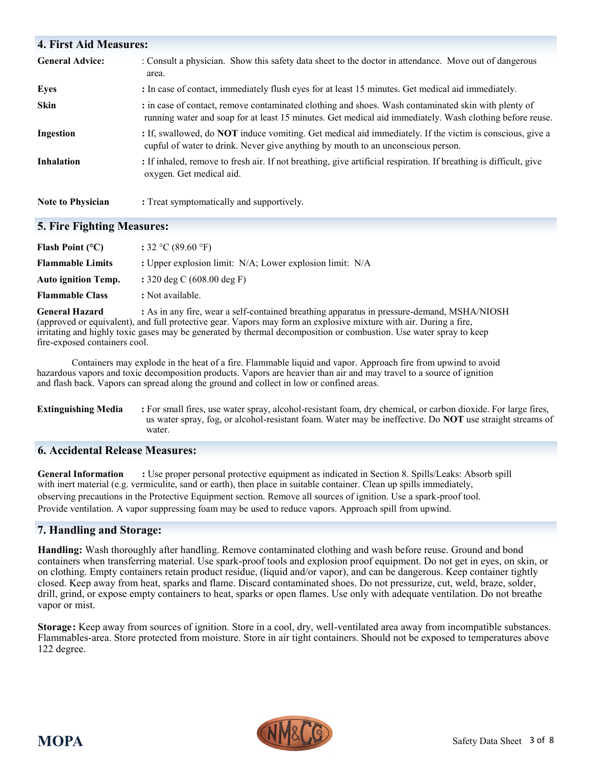## 4. First Aid Measures:

**General Advice:** : Consult a physician. Show this safety data sheet to the doctor in attendance. Move out of dangerous area.

**Eyes** **:** In case of contact, immediately flush eyes for at least 15 minutes. Get medical aid immediately.

**Skin** **:** in case of contact, remove contaminated clothing and shoes. Wash contaminated skin with plenty of running water and soap for at least 15 minutes. Get medical aid immediately. Wash clothing before reuse.

**Ingestion** **:** If, swallowed, do **NOT** induce vomiting. Get medical aid immediately. If the victim is conscious, give a cupful of water to drink. Never give anything by mouth to an unconscious person.

**Inhalation** **:** If inhaled, remove to fresh air. If not breathing, give artificial respiration. If breathing is difficult, give oxygen. Get medical aid.

**Note to Physician** **:** Treat symptomatically and supportively.

## 5. Fire Fighting Measures:

**Flash Point (°C)** **:** 32 °C (89.60 °F)

**Flammable Limits** **:** Upper explosion limit: N/A; Lower explosion limit: N/A

**Auto ignition Temp.** **:** 320 deg C (608.00 deg F)

**Flammable Class** **:** Not available.

**General Hazard** **:** As in any fire, wear a self-contained breathing apparatus in pressure-demand, MSHA/NIOSH (approved or equivalent), and full protective gear. Vapors may form an explosive mixture with air. During a fire, irritating and highly toxic gases may be generated by thermal decomposition or combustion. Use water spray to keep fire-exposed containers cool.

Containers may explode in the heat of a fire. Flammable liquid and vapor. Approach fire from upwind to avoid hazardous vapors and toxic decomposition products. Vapors are heavier than air and may travel to a source of ignition and flash back. Vapors can spread along the ground and collect in low or confined areas.

**Extinguishing Media** **:** For small fires, use water spray, alcohol-resistant foam, dry chemical, or carbon dioxide. For large fires, us water spray, fog, or alcohol-resistant foam. Water may be ineffective. Do **NOT** use straight streams of water.

## 6. Accidental Release Measures:

**General Information** **:** Use proper personal protective equipment as indicated in Section 8. Spills/Leaks: Absorb spill with inert material (e.g. vermiculite, sand or earth), then place in suitable container. Clean up spills immediately, observing precautions in the Protective Equipment section. Remove all sources of ignition. Use a spark-proof tool. Provide ventilation. A vapor suppressing foam may be used to reduce vapors. Approach spill from upwind.

## 7. Handling and Storage:

**Handling:** Wash thoroughly after handling. Remove contaminated clothing and wash before reuse. Ground and bond containers when transferring material. Use spark-proof tools and explosion proof equipment. Do not get in eyes, on skin, or on clothing. Empty containers retain product residue, (liquid and/or vapor), and can be dangerous. Keep container tightly closed. Keep away from heat, sparks and flame. Discard contaminated shoes. Do not pressurize, cut, weld, braze, solder, drill, grind, or expose empty containers to heat, sparks or open flames. Use only with adequate ventilation. Do not breathe vapor or mist.

**Storage:** Keep away from sources of ignition. Store in a cool, dry, well-ventilated area away from incompatible substances. Flammables-area. Store protected from moisture. Store in air tight containers. Should not be exposed to temperatures above 122 degree.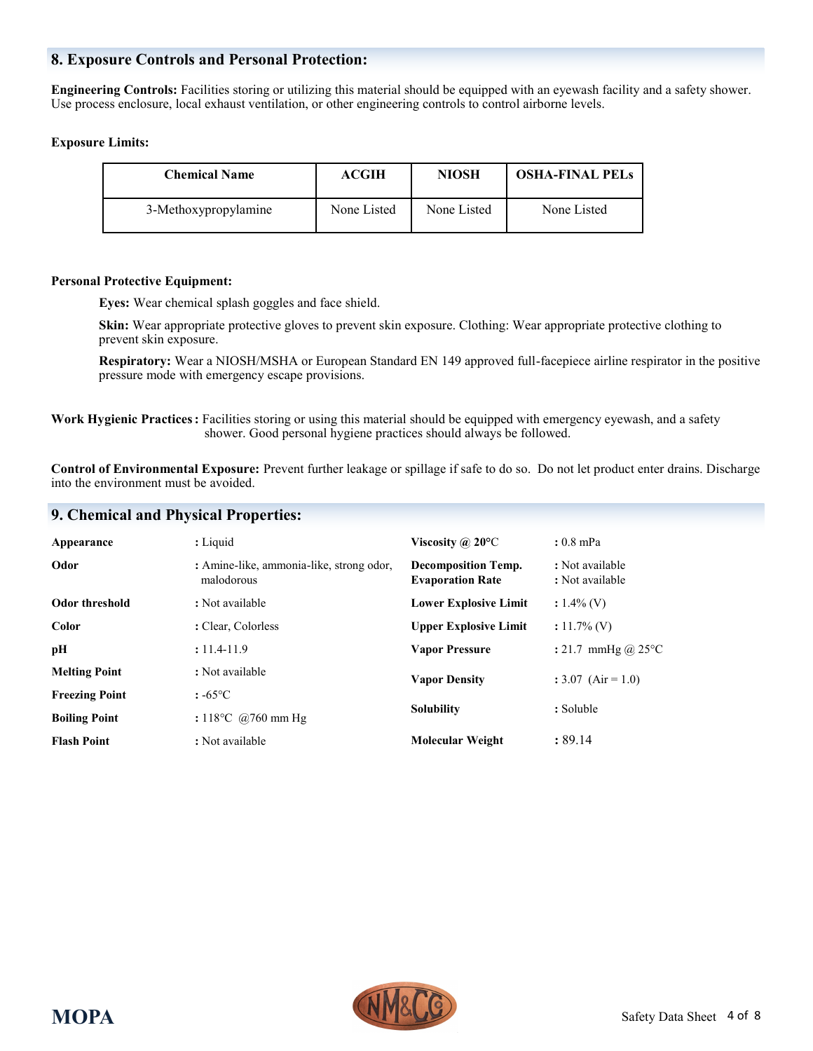## 8. Exposure Controls and Personal Protection:

**Engineering Controls:** Facilities storing or utilizing this material should be equipped with an eyewash facility and a safety shower. Use process enclosure, local exhaust ventilation, or other engineering controls to control airborne levels.

**Exposure Limits:**

| Chemical Name | ACGIH | NIOSH | OSHA-FINAL PELs |
|---|---|---|---|
| 3-Methoxypropylamine | None Listed | None Listed | None Listed |

**Personal Protective Equipment:**

**Eyes:** Wear chemical splash goggles and face shield.

**Skin:** Wear appropriate protective gloves to prevent skin exposure. Clothing: Wear appropriate protective clothing to prevent skin exposure.

**Respiratory:** Wear a NIOSH/MSHA or European Standard EN 149 approved full-facepiece airline respirator in the positive pressure mode with emergency escape provisions.

**Work Hygienic Practices :** Facilities storing or using this material should be equipped with emergency eyewash, and a safety shower. Good personal hygiene practices should always be followed.

**Control of Environmental Exposure:** Prevent further leakage or spillage if safe to do so. Do not let product enter drains. Discharge into the environment must be avoided.

## 9. Chemical and Physical Properties:

| | |
|---|---|
| **Appearance** | : Liquid |
| **Odor** | : Amine-like, ammonia-like, strong odor, malodorous |
| **Odor threshold** | : Not available |
| **Color** | : Clear, Colorless |
| **pH** | : 11.4-11.9 |
| **Melting Point** | : Not available |
| **Freezing Point** | : -65°C |
| **Boiling Point** | : 118°C @760 mm Hg |
| **Flash Point** | : Not available |
| **Viscosity @ 20°C** | : 0.8 mPa |
| **Decomposition Temp.** | : Not available |
| **Evaporation Rate** | : Not available |
| **Lower Explosive Limit** | : 1.4% (V) |
| **Upper Explosive Limit** | : 11.7% (V) |
| **Vapor Pressure** | : 21.7 mmHg @ 25°C |
| **Vapor Density** | : 3.07 (Air = 1.0) |
| **Solubility** | : Soluble |
| **Molecular Weight** | : 89.14 |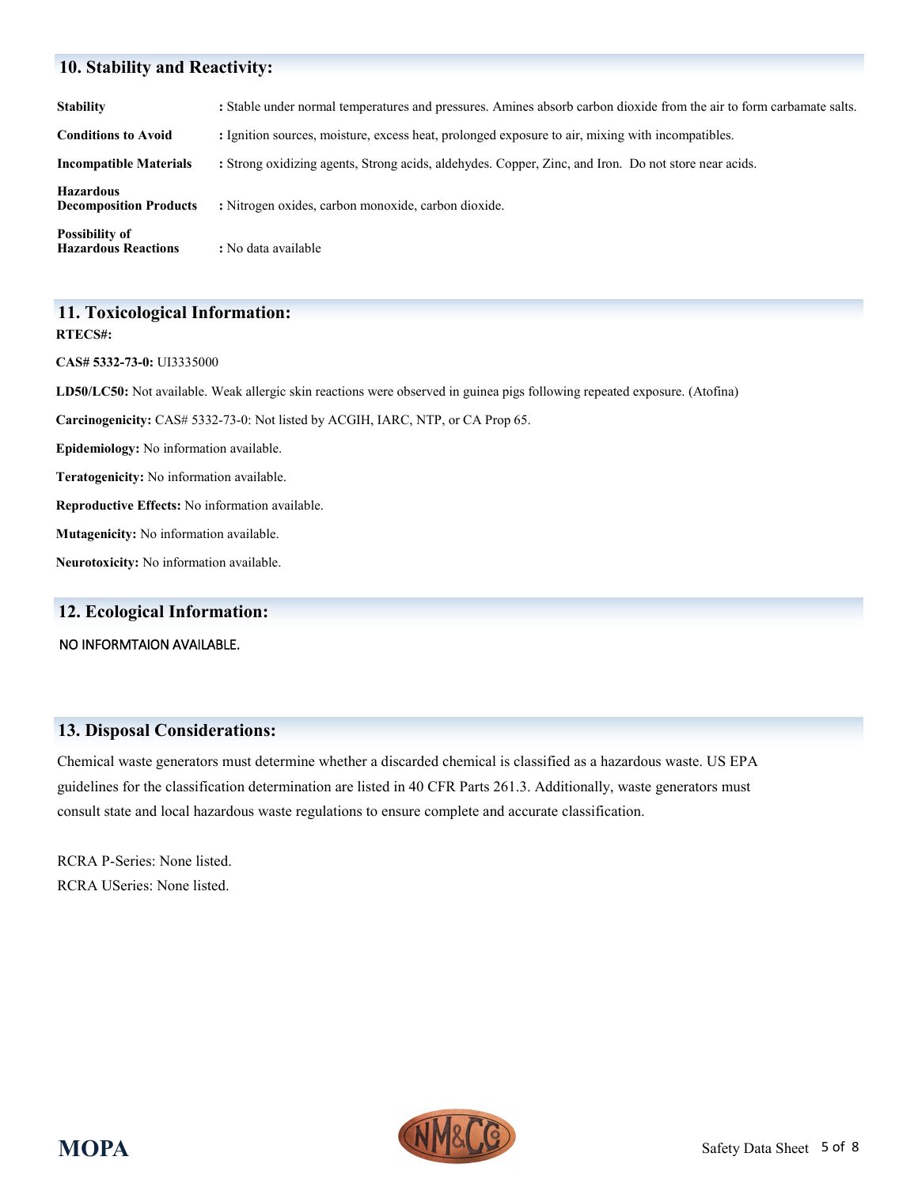## 10. Stability and Reactivity:

| | |
|---|---|
| **Stability** | : Stable under normal temperatures and pressures. Amines absorb carbon dioxide from the air to form carbamate salts. |
| **Conditions to Avoid** | : Ignition sources, moisture, excess heat, prolonged exposure to air, mixing with incompatibles. |
| **Incompatible Materials** | : Strong oxidizing agents, Strong acids, aldehydes. Copper, Zinc, and Iron. Do not store near acids. |
| **Hazardous Decomposition Products** | : Nitrogen oxides, carbon monoxide, carbon dioxide. |
| **Possibility of Hazardous Reactions** | : No data available |

## 11. Toxicological Information:

**RTECS#:**

**CAS# 5332-73-0:** UI3335000

**LD50/LC50:** Not available. Weak allergic skin reactions were observed in guinea pigs following repeated exposure. (Atofina)

**Carcinogenicity:** CAS# 5332-73-0: Not listed by ACGIH, IARC, NTP, or CA Prop 65.

**Epidemiology:** No information available.

**Teratogenicity:** No information available.

**Reproductive Effects:** No information available.

**Mutagenicity:** No information available.

**Neurotoxicity:** No information available.

## 12. Ecological Information:

NO INFORMTAION AVAILABLE.

## 13. Disposal Considerations:

Chemical waste generators must determine whether a discarded chemical is classified as a hazardous waste. US EPA guidelines for the classification determination are listed in 40 CFR Parts 261.3. Additionally, waste generators must consult state and local hazardous waste regulations to ensure complete and accurate classification.

RCRA P-Series: None listed.
RCRA USeries: None listed.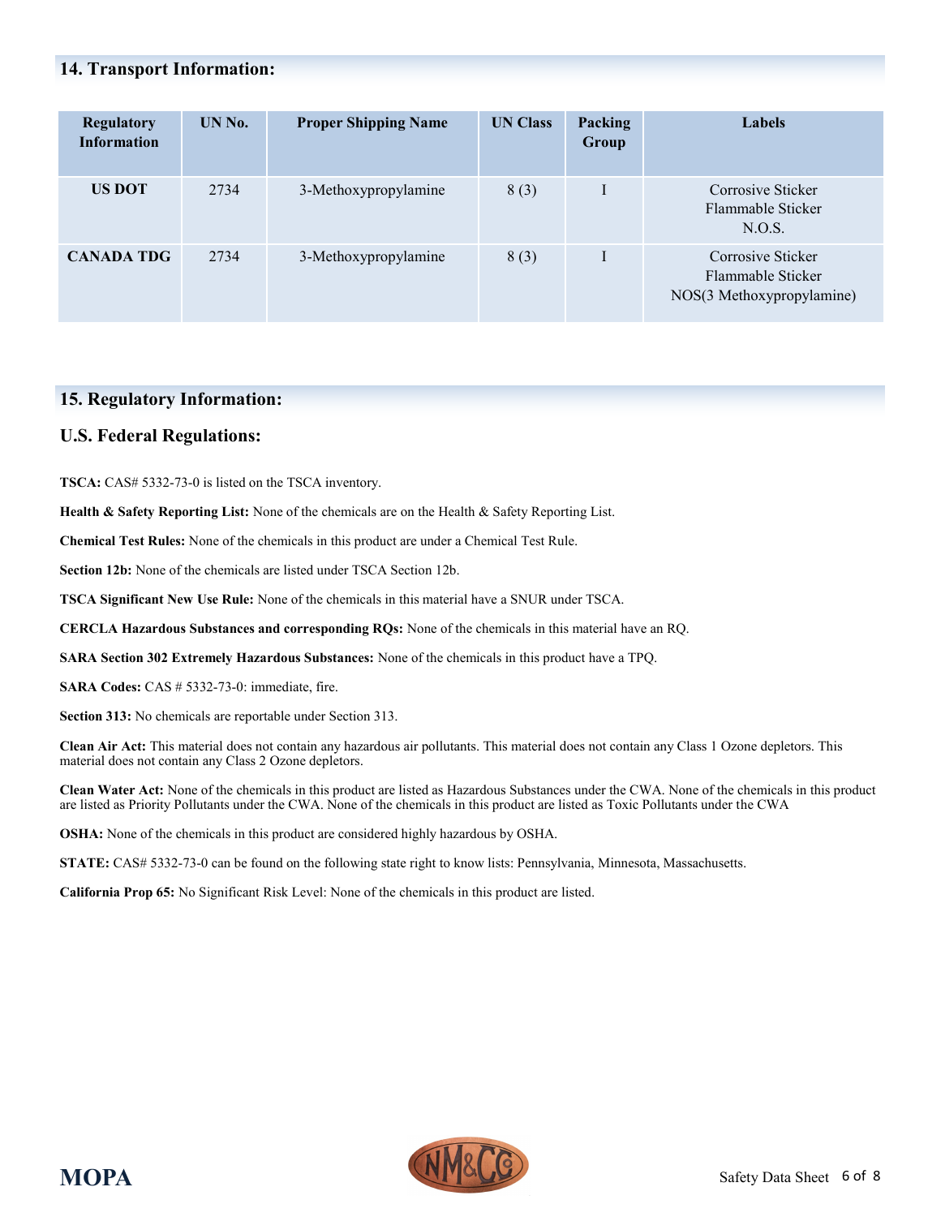## 14. Transport Information:

| Regulatory Information | UN No. | Proper Shipping Name | UN Class | Packing Group | Labels |
|---|---|---|---|---|---|
| **US DOT** | 2734 | 3-Methoxypropylamine | 8 (3) | I | Corrosive Sticker<br>Flammable Sticker<br>N.O.S. |
| **CANADA TDG** | 2734 | 3-Methoxypropylamine | 8 (3) | I | Corrosive Sticker<br>Flammable Sticker<br>NOS(3 Methoxypropylamine) |

## 15. Regulatory Information:

### U.S. Federal Regulations:

**TSCA:** CAS# 5332-73-0 is listed on the TSCA inventory.

**Health & Safety Reporting List:** None of the chemicals are on the Health & Safety Reporting List.

**Chemical Test Rules:** None of the chemicals in this product are under a Chemical Test Rule.

**Section 12b:** None of the chemicals are listed under TSCA Section 12b.

**TSCA Significant New Use Rule:** None of the chemicals in this material have a SNUR under TSCA.

**CERCLA Hazardous Substances and corresponding RQs:** None of the chemicals in this material have an RQ.

**SARA Section 302 Extremely Hazardous Substances:** None of the chemicals in this product have a TPQ.

**SARA Codes:** CAS # 5332-73-0: immediate, fire.

**Section 313:** No chemicals are reportable under Section 313.

**Clean Air Act:** This material does not contain any hazardous air pollutants. This material does not contain any Class 1 Ozone depletors. This material does not contain any Class 2 Ozone depletors.

**Clean Water Act:** None of the chemicals in this product are listed as Hazardous Substances under the CWA. None of the chemicals in this product are listed as Priority Pollutants under the CWA. None of the chemicals in this product are listed as Toxic Pollutants under the CWA

**OSHA:** None of the chemicals in this product are considered highly hazardous by OSHA.

**STATE:** CAS# 5332-73-0 can be found on the following state right to know lists: Pennsylvania, Minnesota, Massachusetts.

**California Prop 65:** No Significant Risk Level: None of the chemicals in this product are listed.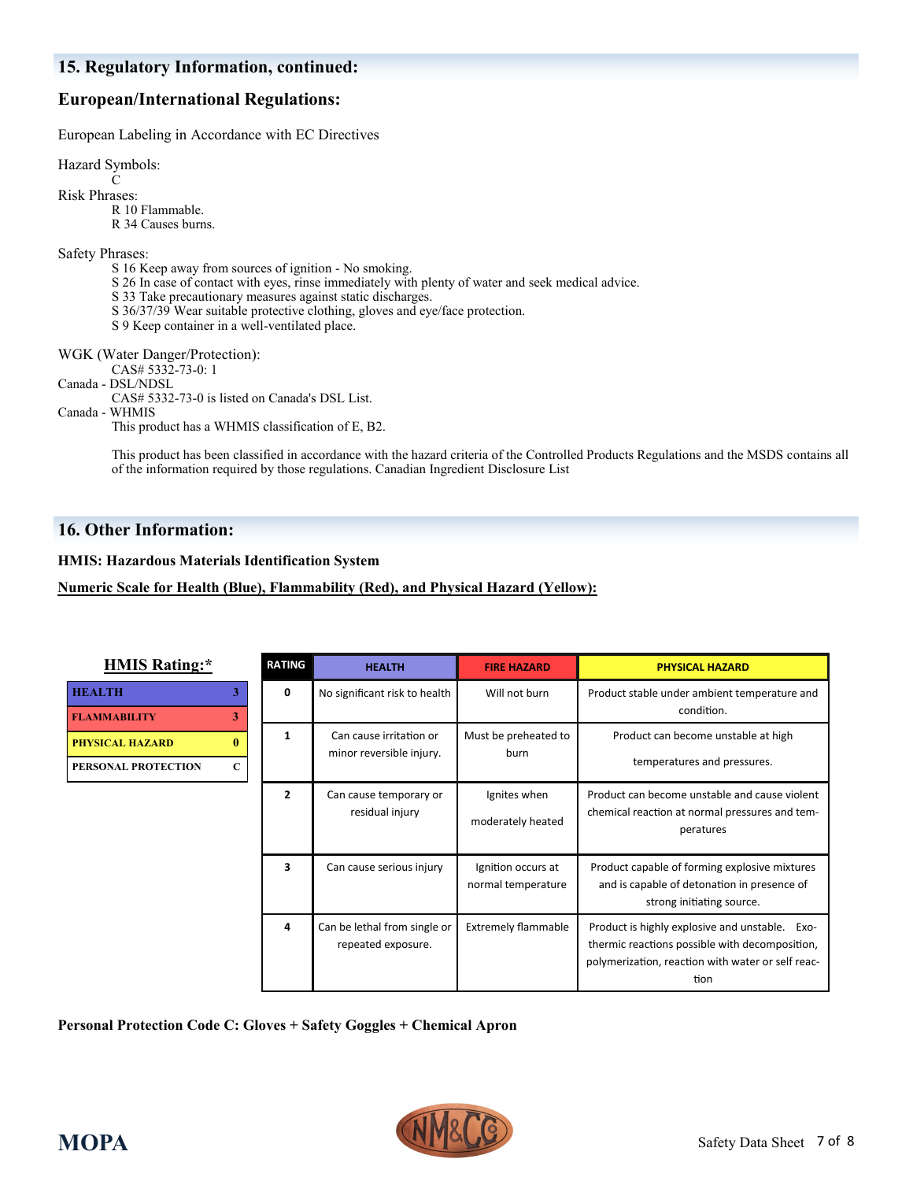## 15. Regulatory Information, continued:

### European/International Regulations:

European Labeling in Accordance with EC Directives

Hazard Symbols:
C

Risk Phrases:
R 10 Flammable.
R 34 Causes burns.

Safety Phrases:
S 16 Keep away from sources of ignition - No smoking.
S 26 In case of contact with eyes, rinse immediately with plenty of water and seek medical advice.
S 33 Take precautionary measures against static discharges.
S 36/37/39 Wear suitable protective clothing, gloves and eye/face protection.
S 9 Keep container in a well-ventilated place.

WGK (Water Danger/Protection):
CAS# 5332-73-0: 1

Canada - DSL/NDSL
CAS# 5332-73-0 is listed on Canada's DSL List.

Canada - WHMIS
This product has a WHMIS classification of E, B2.

This product has been classified in accordance with the hazard criteria of the Controlled Products Regulations and the MSDS contains all of the information required by those regulations. Canadian Ingredient Disclosure List

## 16. Other Information:

**HMIS: Hazardous Materials Identification System**

**Numeric Scale for Health (Blue), Flammability (Red), and Physical Hazard (Yellow):**

**HMIS Rating:***

| | |
|---|---|
| HEALTH | 3 |
| FLAMMABILITY | 3 |
| PHYSICAL HAZARD | 0 |
| PERSONAL PROTECTION | C |

| RATING | HEALTH | FIRE HAZARD | PHYSICAL HAZARD |
|---|---|---|---|
| 0 | No significant risk to health | Will not burn | Product stable under ambient temperature and condition. |
| 1 | Can cause irritation or minor reversible injury. | Must be preheated to burn | Product can become unstable at high temperatures and pressures. |
| 2 | Can cause temporary or residual injury | Ignites when moderately heated | Product can become unstable and cause violent chemical reaction at normal pressures and temperatures |
| 3 | Can cause serious injury | Ignition occurs at normal temperature | Product capable of forming explosive mixtures and is capable of detonation in presence of strong initiating source. |
| 4 | Can be lethal from single or repeated exposure. | Extremely flammable | Product is highly explosive and unstable. Exothermic reactions possible with decomposition, polymerization, reaction with water or self reaction |

**Personal Protection Code C: Gloves + Safety Goggles + Chemical Apron**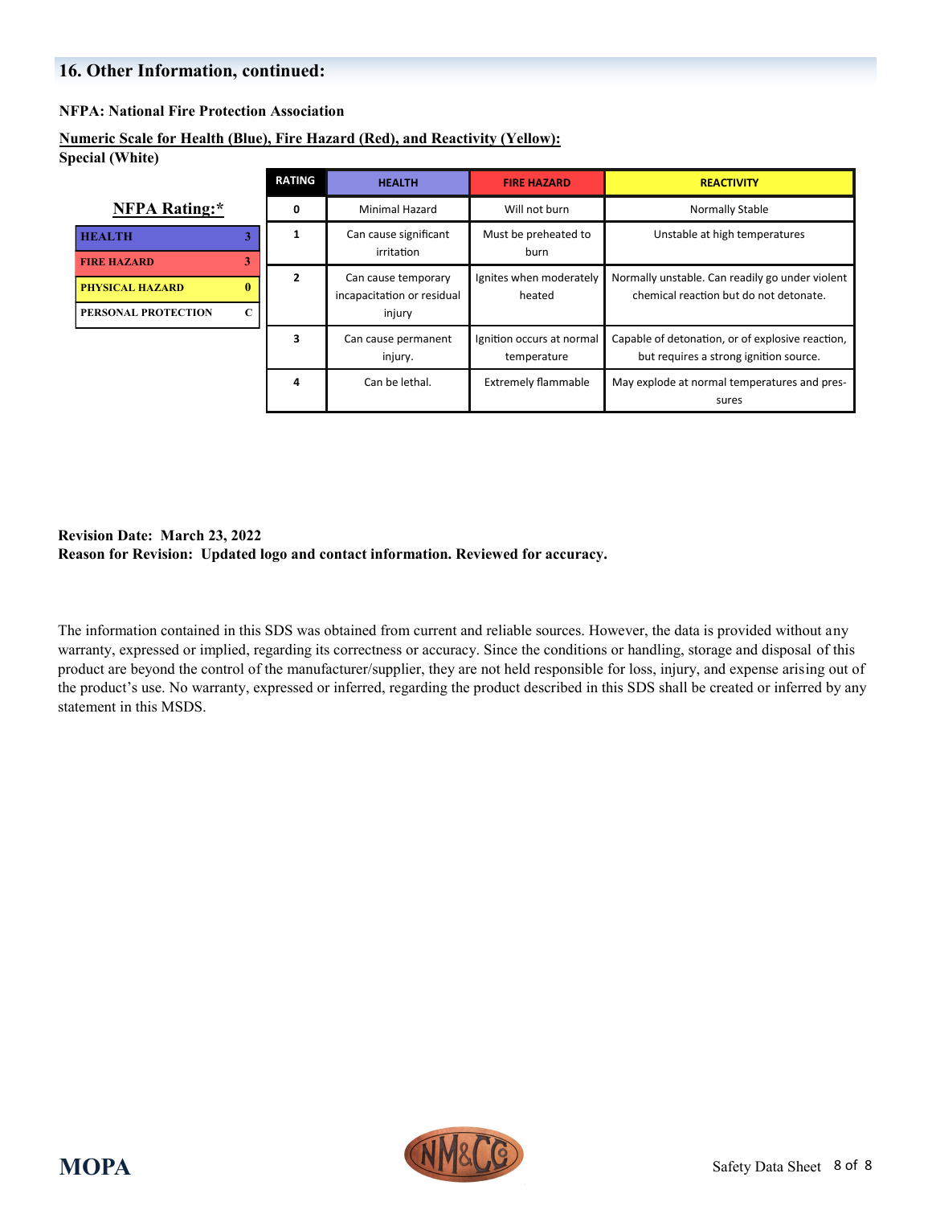## 16. Other Information, continued:

**NFPA: National Fire Protection Association**

**Numeric Scale for Health (Blue), Fire Hazard (Red), and Reactivity (Yellow): Special (White)**

**NFPA Rating:***

| | |
|---|---|
| HEALTH | 3 |
| FIRE HAZARD | 3 |
| PHYSICAL HAZARD | 0 |
| PERSONAL PROTECTION | C |

| RATING | HEALTH | FIRE HAZARD | REACTIVITY |
|---|---|---|---|
| 0 | Minimal Hazard | Will not burn | Normally Stable |
| 1 | Can cause significant irritation | Must be preheated to burn | Unstable at high temperatures |
| 2 | Can cause temporary incapacitation or residual injury | Ignites when moderately heated | Normally unstable. Can readily go under violent chemical reaction but do not detonate. |
| 3 | Can cause permanent injury. | Ignition occurs at normal temperature | Capable of detonation, or of explosive reaction, but requires a strong ignition source. |
| 4 | Can be lethal. | Extremely flammable | May explode at normal temperatures and pressures |

**Revision Date: March 23, 2022**
**Reason for Revision: Updated logo and contact information. Reviewed for accuracy.**

The information contained in this SDS was obtained from current and reliable sources. However, the data is provided without any warranty, expressed or implied, regarding its correctness or accuracy. Since the conditions or handling, storage and disposal of this product are beyond the control of the manufacturer/supplier, they are not held responsible for loss, injury, and expense arising out of the product's use. No warranty, expressed or inferred, regarding the product described in this SDS shall be created or inferred by any statement in this MSDS.